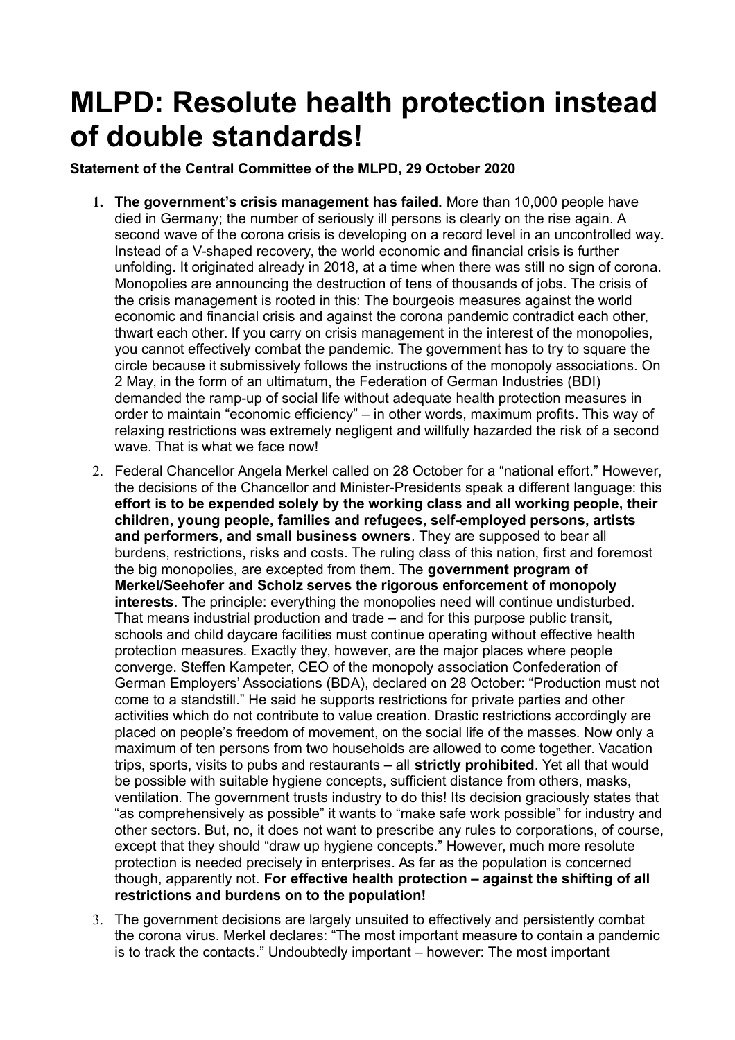# MLPD: Resolute health protection instead of double standards!

**Statement of the Central Committee of the MLPD, 29 October 2020**

1. **The government's crisis management has failed.** More than 10,000 people have died in Germany; the number of seriously ill persons is clearly on the rise again. A second wave of the corona crisis is developing on a record level in an uncontrolled way. Instead of a V-shaped recovery, the world economic and financial crisis is further unfolding. It originated already in 2018, at a time when there was still no sign of corona. Monopolies are announcing the destruction of tens of thousands of jobs. The crisis of the crisis management is rooted in this: The bourgeois measures against the world economic and financial crisis and against the corona pandemic contradict each other, thwart each other. If you carry on crisis management in the interest of the monopolies, you cannot effectively combat the pandemic. The government has to try to square the circle because it submissively follows the instructions of the monopoly associations. On 2 May, in the form of an ultimatum, the Federation of German Industries (BDI) demanded the ramp-up of social life without adequate health protection measures in order to maintain "economic efficiency" – in other words, maximum profits. This way of relaxing restrictions was extremely negligent and willfully hazarded the risk of a second wave. That is what we face now!

2. Federal Chancellor Angela Merkel called on 28 October for a "national effort." However, the decisions of the Chancellor and Minister-Presidents speak a different language: this **effort is to be expended solely by the working class and all working people, their children, young people, families and refugees, self-employed persons, artists and performers, and small business owners**. They are supposed to bear all burdens, restrictions, risks and costs. The ruling class of this nation, first and foremost the big monopolies, are excepted from them. The **government program of Merkel/Seehofer and Scholz serves the rigorous enforcement of monopoly interests**. The principle: everything the monopolies need will continue undisturbed. That means industrial production and trade – and for this purpose public transit, schools and child daycare facilities must continue operating without effective health protection measures. Exactly they, however, are the major places where people converge. Steffen Kampeter, CEO of the monopoly association Confederation of German Employers' Associations (BDA), declared on 28 October: "Production must not come to a standstill." He said he supports restrictions for private parties and other activities which do not contribute to value creation. Drastic restrictions accordingly are placed on people's freedom of movement, on the social life of the masses. Now only a maximum of ten persons from two households are allowed to come together. Vacation trips, sports, visits to pubs and restaurants – all **strictly prohibited**. Yet all that would be possible with suitable hygiene concepts, sufficient distance from others, masks, ventilation. The government trusts industry to do this! Its decision graciously states that "as comprehensively as possible" it wants to "make safe work possible" for industry and other sectors. But, no, it does not want to prescribe any rules to corporations, of course, except that they should "draw up hygiene concepts." However, much more resolute protection is needed precisely in enterprises. As far as the population is concerned though, apparently not. **For effective health protection – against the shifting of all restrictions and burdens on to the population!**

3. The government decisions are largely unsuited to effectively and persistently combat the corona virus. Merkel declares: "The most important measure to contain a pandemic is to track the contacts." Undoubtedly important – however: The most important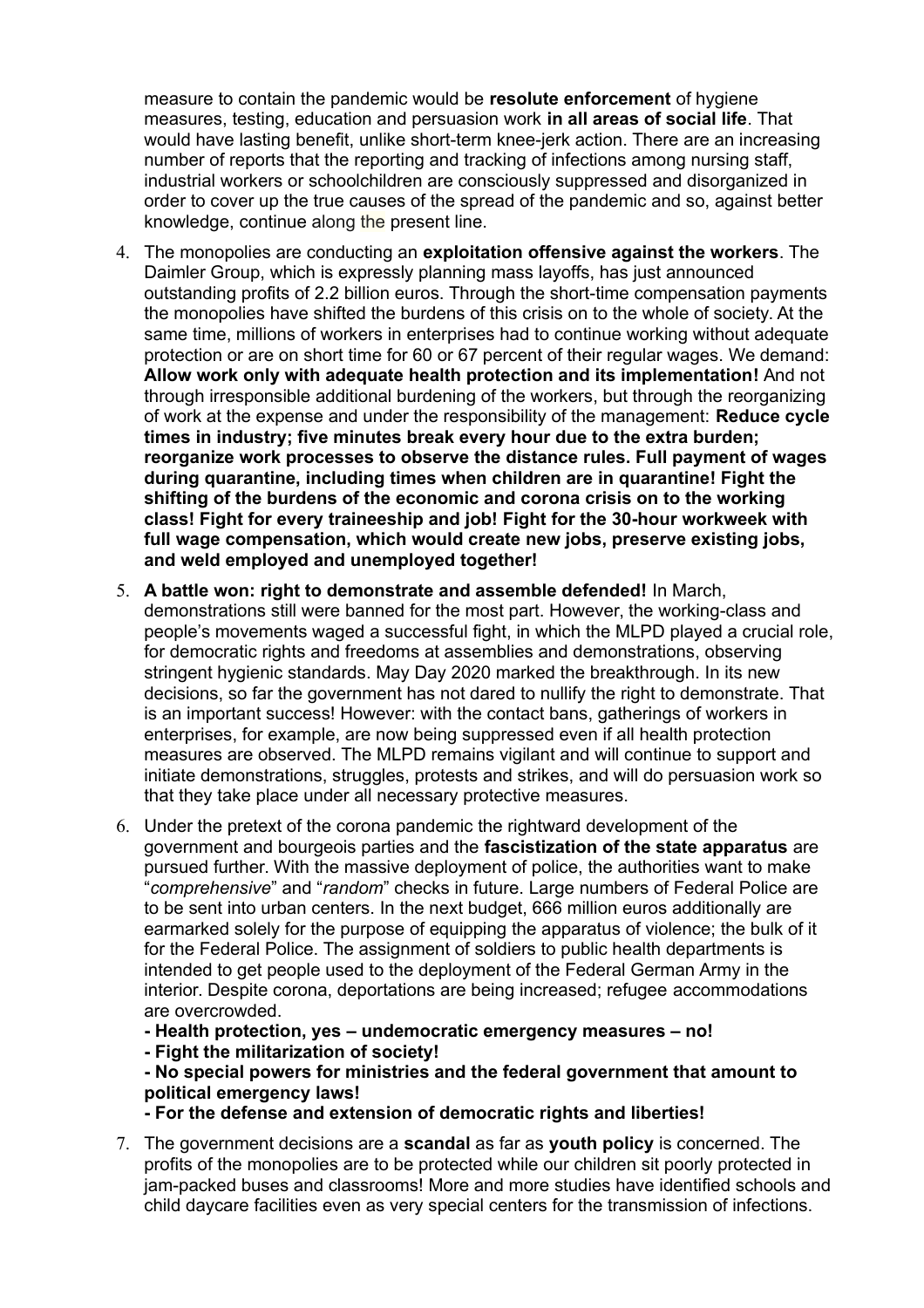measure to contain the pandemic would be **resolute enforcement** of hygiene measures, testing, education and persuasion work **in all areas of social life**. That would have lasting benefit, unlike short-term knee-jerk action. There are an increasing number of reports that the reporting and tracking of infections among nursing staff, industrial workers or schoolchildren are consciously suppressed and disorganized in order to cover up the true causes of the spread of the pandemic and so, against better knowledge, continue along the present line.

4. The monopolies are conducting an **exploitation offensive against the workers**. The Daimler Group, which is expressly planning mass layoffs, has just announced outstanding profits of 2.2 billion euros. Through the short-time compensation payments the monopolies have shifted the burdens of this crisis on to the whole of society. At the same time, millions of workers in enterprises had to continue working without adequate protection or are on short time for 60 or 67 percent of their regular wages. We demand: **Allow work only with adequate health protection and its implementation!** And not through irresponsible additional burdening of the workers, but through the reorganizing of work at the expense and under the responsibility of the management: **Reduce cycle times in industry; five minutes break every hour due to the extra burden; reorganize work processes to observe the distance rules. Full payment of wages during quarantine, including times when children are in quarantine! Fight the shifting of the burdens of the economic and corona crisis on to the working class! Fight for every traineeship and job! Fight for the 30-hour workweek with full wage compensation, which would create new jobs, preserve existing jobs, and weld employed and unemployed together!**

5. **A battle won: right to demonstrate and assemble defended!** In March, demonstrations still were banned for the most part. However, the working-class and people's movements waged a successful fight, in which the MLPD played a crucial role, for democratic rights and freedoms at assemblies and demonstrations, observing stringent hygienic standards. May Day 2020 marked the breakthrough. In its new decisions, so far the government has not dared to nullify the right to demonstrate. That is an important success! However: with the contact bans, gatherings of workers in enterprises, for example, are now being suppressed even if all health protection measures are observed. The MLPD remains vigilant and will continue to support and initiate demonstrations, struggles, protests and strikes, and will do persuasion work so that they take place under all necessary protective measures.

6. Under the pretext of the corona pandemic the rightward development of the government and bourgeois parties and the **fascistization of the state apparatus** are pursued further. With the massive deployment of police, the authorities want to make "*comprehensive*" and "*random*" checks in future. Large numbers of Federal Police are to be sent into urban centers. In the next budget, 666 million euros additionally are earmarked solely for the purpose of equipping the apparatus of violence; the bulk of it for the Federal Police. The assignment of soldiers to public health departments is intended to get people used to the deployment of the Federal German Army in the interior. Despite corona, deportations are being increased; refugee accommodations are overcrowded.

   **- Health protection, yes – undemocratic emergency measures – no!**
   **- Fight the militarization of society!**
   **- No special powers for ministries and the federal government that amount to political emergency laws!**
   **- For the defense and extension of democratic rights and liberties!**

7. The government decisions are a **scandal** as far as **youth policy** is concerned. The profits of the monopolies are to be protected while our children sit poorly protected in jam-packed buses and classrooms! More and more studies have identified schools and child daycare facilities even as very special centers for the transmission of infections.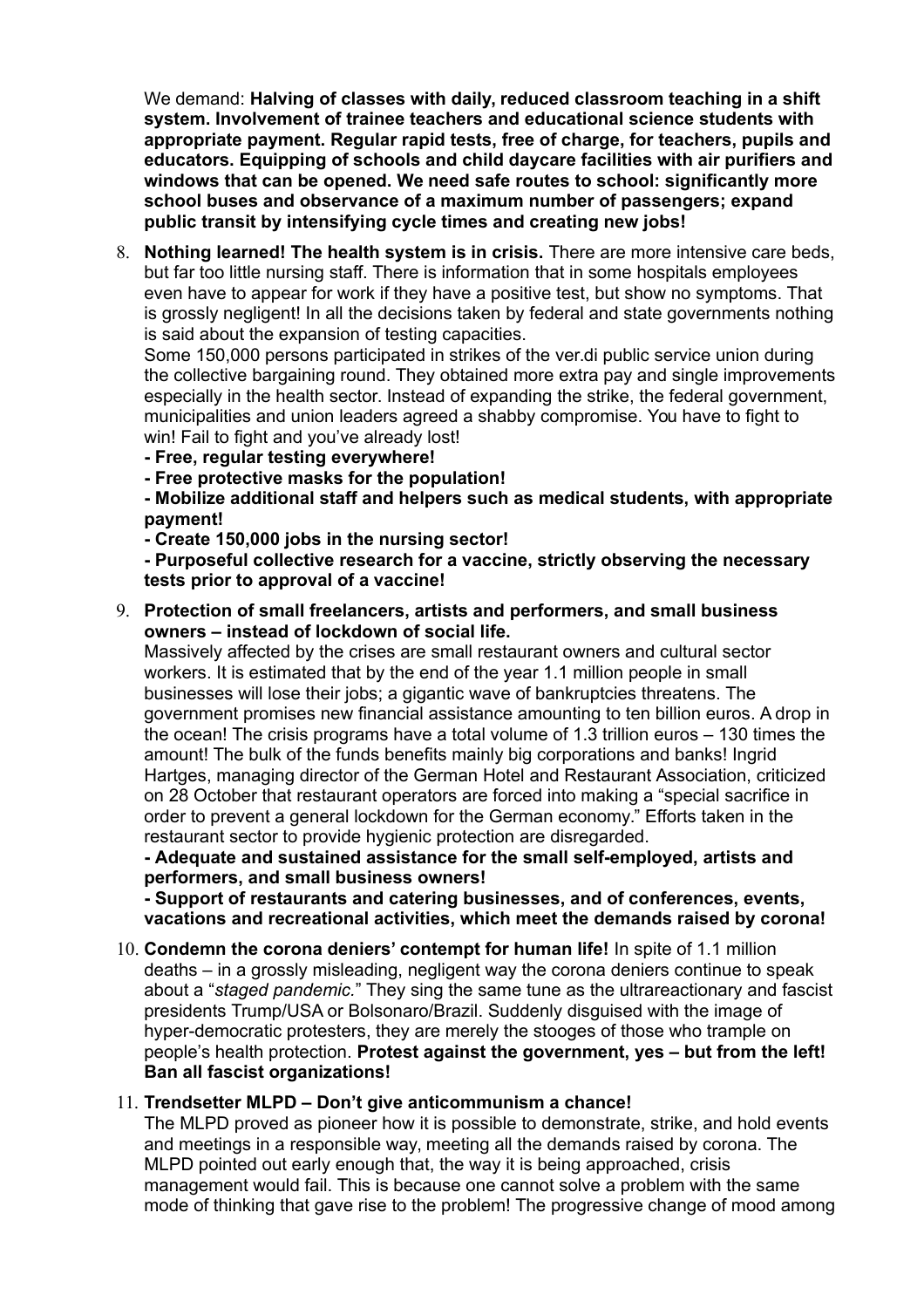We demand: **Halving of classes with daily, reduced classroom teaching in a shift system. Involvement of trainee teachers and educational science students with appropriate payment. Regular rapid tests, free of charge, for teachers, pupils and educators. Equipping of schools and child daycare facilities with air purifiers and windows that can be opened. We need safe routes to school: significantly more school buses and observance of a maximum number of passengers; expand public transit by intensifying cycle times and creating new jobs!**

8. **Nothing learned! The health system is in crisis.** There are more intensive care beds, but far too little nursing staff. There is information that in some hospitals employees even have to appear for work if they have a positive test, but show no symptoms. That is grossly negligent! In all the decisions taken by federal and state governments nothing is said about the expansion of testing capacities.

   Some 150,000 persons participated in strikes of the ver.di public service union during the collective bargaining round. They obtained more extra pay and single improvements especially in the health sector. Instead of expanding the strike, the federal government, municipalities and union leaders agreed a shabby compromise. You have to fight to win! Fail to fight and you've already lost!

   **- Free, regular testing everywhere!**
   **- Free protective masks for the population!**
   **- Mobilize additional staff and helpers such as medical students, with appropriate payment!**
   **- Create 150,000 jobs in the nursing sector!**
   **- Purposeful collective research for a vaccine, strictly observing the necessary tests prior to approval of a vaccine!**

9. **Protection of small freelancers, artists and performers, and small business owners – instead of lockdown of social life.**

   Massively affected by the crises are small restaurant owners and cultural sector workers. It is estimated that by the end of the year 1.1 million people in small businesses will lose their jobs; a gigantic wave of bankruptcies threatens. The government promises new financial assistance amounting to ten billion euros. A drop in the ocean! The crisis programs have a total volume of 1.3 trillion euros – 130 times the amount! The bulk of the funds benefits mainly big corporations and banks! Ingrid Hartges, managing director of the German Hotel and Restaurant Association, criticized on 28 October that restaurant operators are forced into making a "special sacrifice in order to prevent a general lockdown for the German economy." Efforts taken in the restaurant sector to provide hygienic protection are disregarded.

   **- Adequate and sustained assistance for the small self-employed, artists and performers, and small business owners!**
   **- Support of restaurants and catering businesses, and of conferences, events, vacations and recreational activities, which meet the demands raised by corona!**

10. **Condemn the corona deniers' contempt for human life!** In spite of 1.1 million deaths – in a grossly misleading, negligent way the corona deniers continue to speak about a "*staged pandemic.*" They sing the same tune as the ultrareactionary and fascist presidents Trump/USA or Bolsonaro/Brazil. Suddenly disguised with the image of hyper-democratic protesters, they are merely the stooges of those who trample on people's health protection. **Protest against the government, yes – but from the left! Ban all fascist organizations!**

11. **Trendsetter MLPD – Don't give anticommunism a chance!**

    The MLPD proved as pioneer how it is possible to demonstrate, strike, and hold events and meetings in a responsible way, meeting all the demands raised by corona. The MLPD pointed out early enough that, the way it is being approached, crisis management would fail. This is because one cannot solve a problem with the same mode of thinking that gave rise to the problem! The progressive change of mood among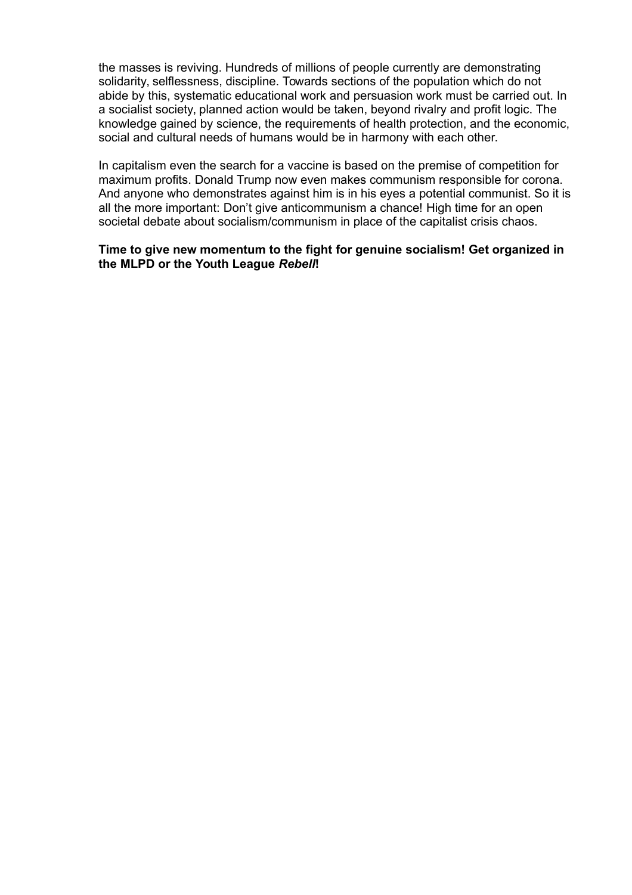the masses is reviving. Hundreds of millions of people currently are demonstrating solidarity, selflessness, discipline. Towards sections of the population which do not abide by this, systematic educational work and persuasion work must be carried out. In a socialist society, planned action would be taken, beyond rivalry and profit logic. The knowledge gained by science, the requirements of health protection, and the economic, social and cultural needs of humans would be in harmony with each other.

In capitalism even the search for a vaccine is based on the premise of competition for maximum profits. Donald Trump now even makes communism responsible for corona. And anyone who demonstrates against him is in his eyes a potential communist. So it is all the more important: Don't give anticommunism a chance! High time for an open societal debate about socialism/communism in place of the capitalist crisis chaos.

**Time to give new momentum to the fight for genuine socialism! Get organized in the MLPD or the Youth League *Rebell*!**